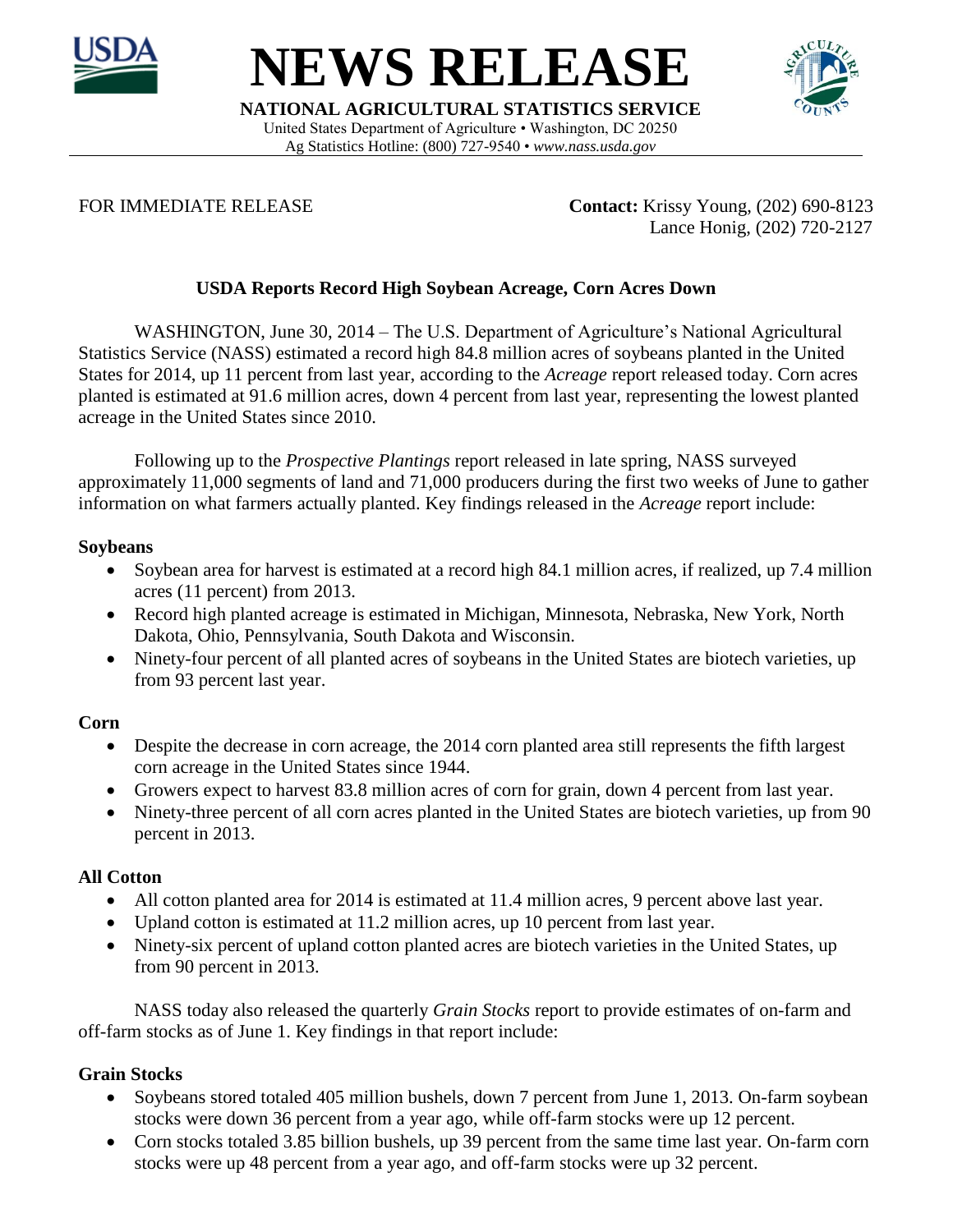# NEWS RELEASE

**NATIONAL AGRICULTURAL STATISTICS SERVICE**

United States Department of Agriculture • Washington, DC 20250
Ag Statistics Hotline: (800) 727-9540 • *www.nass.usda.gov*

FOR IMMEDIATE RELEASE

**Contact:** Krissy Young, (202) 690-8123
Lance Honig, (202) 720-2127

## USDA Reports Record High Soybean Acreage, Corn Acres Down

WASHINGTON, June 30, 2014 – The U.S. Department of Agriculture's National Agricultural Statistics Service (NASS) estimated a record high 84.8 million acres of soybeans planted in the United States for 2014, up 11 percent from last year, according to the *Acreage* report released today. Corn acres planted is estimated at 91.6 million acres, down 4 percent from last year, representing the lowest planted acreage in the United States since 2010.

Following up to the *Prospective Plantings* report released in late spring, NASS surveyed approximately 11,000 segments of land and 71,000 producers during the first two weeks of June to gather information on what farmers actually planted. Key findings released in the *Acreage* report include:

### Soybeans

- Soybean area for harvest is estimated at a record high 84.1 million acres, if realized, up 7.4 million acres (11 percent) from 2013.
- Record high planted acreage is estimated in Michigan, Minnesota, Nebraska, New York, North Dakota, Ohio, Pennsylvania, South Dakota and Wisconsin.
- Ninety-four percent of all planted acres of soybeans in the United States are biotech varieties, up from 93 percent last year.

### Corn

- Despite the decrease in corn acreage, the 2014 corn planted area still represents the fifth largest corn acreage in the United States since 1944.
- Growers expect to harvest 83.8 million acres of corn for grain, down 4 percent from last year.
- Ninety-three percent of all corn acres planted in the United States are biotech varieties, up from 90 percent in 2013.

### All Cotton

- All cotton planted area for 2014 is estimated at 11.4 million acres, 9 percent above last year.
- Upland cotton is estimated at 11.2 million acres, up 10 percent from last year.
- Ninety-six percent of upland cotton planted acres are biotech varieties in the United States, up from 90 percent in 2013.

NASS today also released the quarterly *Grain Stocks* report to provide estimates of on-farm and off-farm stocks as of June 1. Key findings in that report include:

### Grain Stocks

- Soybeans stored totaled 405 million bushels, down 7 percent from June 1, 2013. On-farm soybean stocks were down 36 percent from a year ago, while off-farm stocks were up 12 percent.
- Corn stocks totaled 3.85 billion bushels, up 39 percent from the same time last year. On-farm corn stocks were up 48 percent from a year ago, and off-farm stocks were up 32 percent.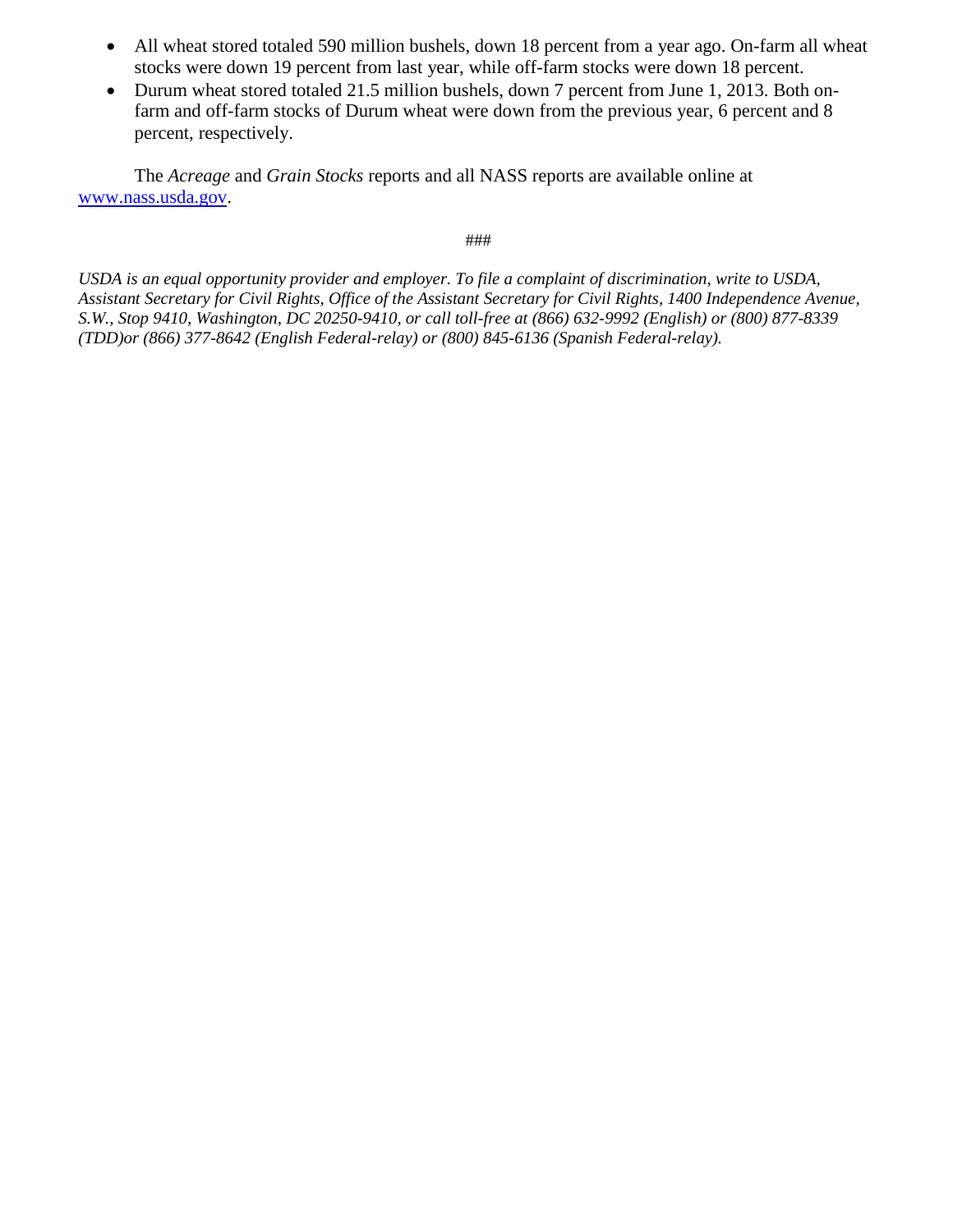- All wheat stored totaled 590 million bushels, down 18 percent from a year ago. On-farm all wheat stocks were down 19 percent from last year, while off-farm stocks were down 18 percent.
- Durum wheat stored totaled 21.5 million bushels, down 7 percent from June 1, 2013. Both on-farm and off-farm stocks of Durum wheat were down from the previous year, 6 percent and 8 percent, respectively.

The *Acreage* and *Grain Stocks* reports and all NASS reports are available online at www.nass.usda.gov.

###

*USDA is an equal opportunity provider and employer. To file a complaint of discrimination, write to USDA, Assistant Secretary for Civil Rights, Office of the Assistant Secretary for Civil Rights, 1400 Independence Avenue, S.W., Stop 9410, Washington, DC 20250-9410, or call toll-free at (866) 632-9992 (English) or (800) 877-8339 (TDD)or (866) 377-8642 (English Federal-relay) or (800) 845-6136 (Spanish Federal-relay).*